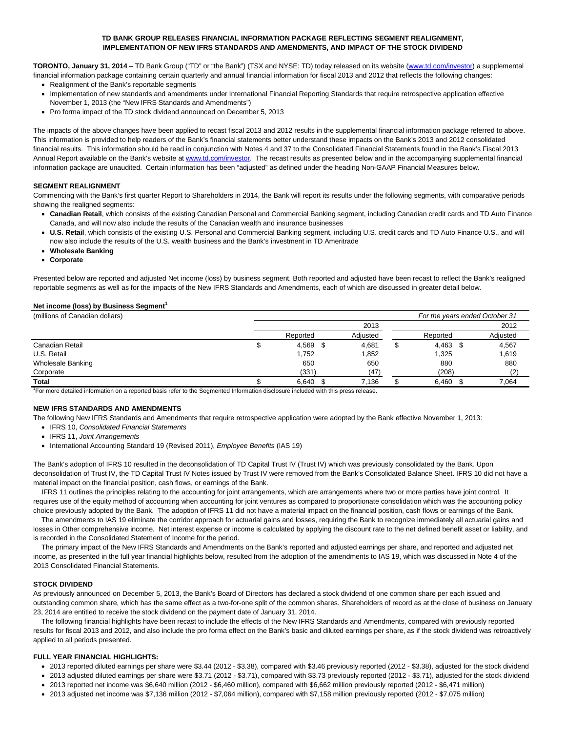# TD BANK GROUP RELEASES FINANCIAL INFORMATION PACKAGE REFLECTING SEGMENT REALIGNMENT, IMPLEMENTATION OF NEW IFRS STANDARDS AND AMENDMENTS, AND IMPACT OF THE STOCK DIVIDEND

**TORONTO, January 31, 2014** – TD Bank Group ("TD" or "the Bank") (TSX and NYSE: TD) today released on its website (www.td.com/investor) a supplemental financial information package containing certain quarterly and annual financial information for fiscal 2013 and 2012 that reflects the following changes:

- Realignment of the Bank's reportable segments
- Implementation of new standards and amendments under International Financial Reporting Standards that require retrospective application effective November 1, 2013 (the "New IFRS Standards and Amendments")
- Pro forma impact of the TD stock dividend announced on December 5, 2013

The impacts of the above changes have been applied to recast fiscal 2013 and 2012 results in the supplemental financial information package referred to above. This information is provided to help readers of the Bank's financial statements better understand these impacts on the Bank's 2013 and 2012 consolidated financial results. This information should be read in conjunction with Notes 4 and 37 to the Consolidated Financial Statements found in the Bank's Fiscal 2013 Annual Report available on the Bank's website at www.td.com/investor. The recast results as presented below and in the accompanying supplemental financial information package are unaudited. Certain information has been "adjusted" as defined under the heading Non-GAAP Financial Measures below.

## SEGMENT REALIGNMENT

Commencing with the Bank's first quarter Report to Shareholders in 2014, the Bank will report its results under the following segments, with comparative periods showing the realigned segments:

- **Canadian Retail**, which consists of the existing Canadian Personal and Commercial Banking segment, including Canadian credit cards and TD Auto Finance Canada, and will now also include the results of the Canadian wealth and insurance businesses
- **U.S. Retail**, which consists of the existing U.S. Personal and Commercial Banking segment, including U.S. credit cards and TD Auto Finance U.S., and will now also include the results of the U.S. wealth business and the Bank's investment in TD Ameritrade
- **Wholesale Banking**
- **Corporate**

Presented below are reported and adjusted Net income (loss) by business segment. Both reported and adjusted have been recast to reflect the Bank's realigned reportable segments as well as for the impacts of the New IFRS Standards and Amendments, each of which are discussed in greater detail below.

**Net income (loss) by Business Segment[1]**

| (millions of Canadian dollars) | *For the years ended October 31* | | | |
|---|---|---|---|---|
| | 2013 | | 2012 | |
| | Reported | Adjusted | Reported | Adjusted |
| Canadian Retail | $ 4,569 | $ 4,681 | $ 4,463 | $ 4,567 |
| U.S. Retail | 1,752 | 1,852 | 1,325 | 1,619 |
| Wholesale Banking | 650 | 650 | 880 | 880 |
| Corporate | (331) | (47) | (208) | (2) |
| **Total** | $ 6,640 | $ 7,136 | $ 6,460 | $ 7,064 |

[1]For more detailed information on a reported basis refer to the Segmented Information disclosure included with this press release.

## NEW IFRS STANDARDS AND AMENDMENTS

The following New IFRS Standards and Amendments that require retrospective application were adopted by the Bank effective November 1, 2013:

- IFRS 10, *Consolidated Financial Statements*
- IFRS 11, *Joint Arrangements*
- International Accounting Standard 19 (Revised 2011), *Employee Benefits* (IAS 19)

The Bank's adoption of IFRS 10 resulted in the deconsolidation of TD Capital Trust IV (Trust IV) which was previously consolidated by the Bank. Upon deconsolidation of Trust IV, the TD Capital Trust IV Notes issued by Trust IV were removed from the Bank's Consolidated Balance Sheet. IFRS 10 did not have a material impact on the financial position, cash flows, or earnings of the Bank.

IFRS 11 outlines the principles relating to the accounting for joint arrangements, which are arrangements where two or more parties have joint control. It requires use of the equity method of accounting when accounting for joint ventures as compared to proportionate consolidation which was the accounting policy choice previously adopted by the Bank. The adoption of IFRS 11 did not have a material impact on the financial position, cash flows or earnings of the Bank.

The amendments to IAS 19 eliminate the corridor approach for actuarial gains and losses, requiring the Bank to recognize immediately all actuarial gains and losses in Other comprehensive income. Net interest expense or income is calculated by applying the discount rate to the net defined benefit asset or liability, and is recorded in the Consolidated Statement of Income for the period.

The primary impact of the New IFRS Standards and Amendments on the Bank's reported and adjusted earnings per share, and reported and adjusted net income, as presented in the full year financial highlights below, resulted from the adoption of the amendments to IAS 19, which was discussed in Note 4 of the 2013 Consolidated Financial Statements.

## STOCK DIVIDEND

As previously announced on December 5, 2013, the Bank's Board of Directors has declared a stock dividend of one common share per each issued and outstanding common share, which has the same effect as a two-for-one split of the common shares. Shareholders of record as at the close of business on January 23, 2014 are entitled to receive the stock dividend on the payment date of January 31, 2014.

The following financial highlights have been recast to include the effects of the New IFRS Standards and Amendments, compared with previously reported results for fiscal 2013 and 2012, and also include the pro forma effect on the Bank's basic and diluted earnings per share, as if the stock dividend was retroactively applied to all periods presented.

## FULL YEAR FINANCIAL HIGHLIGHTS:

- 2013 reported diluted earnings per share were $3.44 (2012 - $3.38), compared with $3.46 previously reported (2012 - $3.38), adjusted for the stock dividend
- 2013 adjusted diluted earnings per share were $3.71 (2012 - $3.71), compared with $3.73 previously reported (2012 - $3.71), adjusted for the stock dividend
- 2013 reported net income was $6,640 million (2012 - $6,460 million), compared with $6,662 million previously reported (2012 - $6,471 million)
- 2013 adjusted net income was $7,136 million (2012 - $7,064 million), compared with $7,158 million previously reported (2012 - $7,075 million)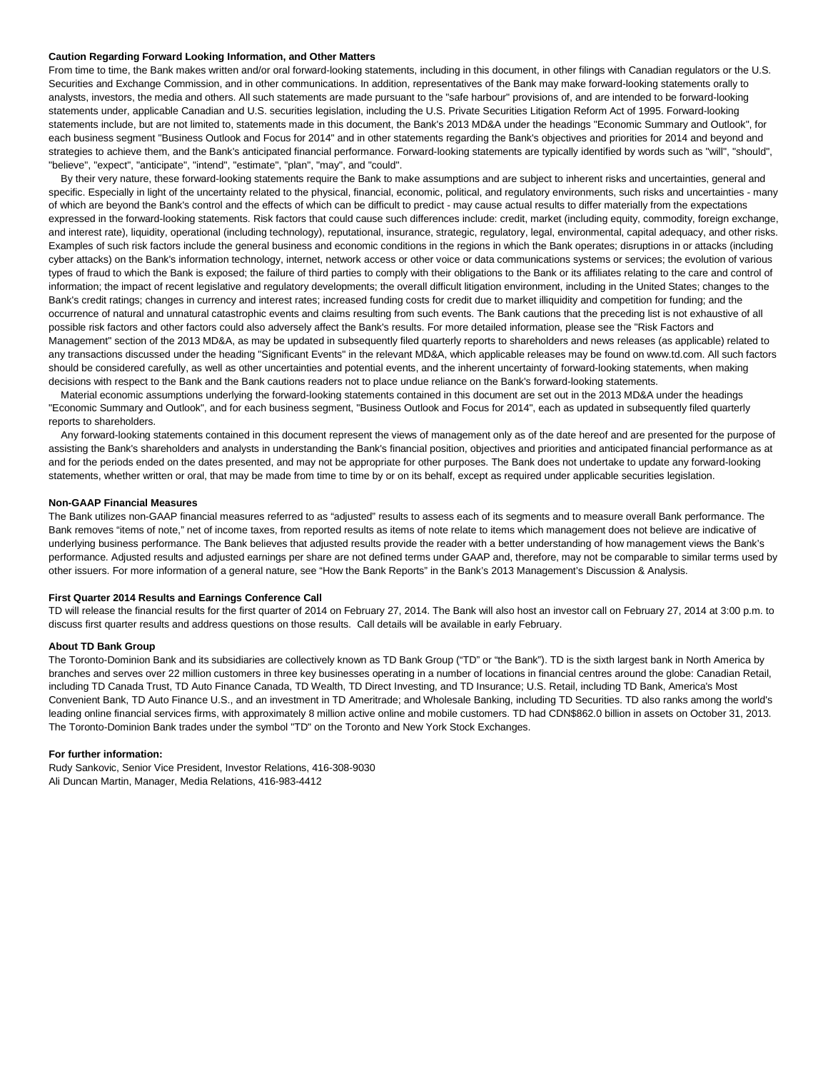**Caution Regarding Forward Looking Information, and Other Matters**

From time to time, the Bank makes written and/or oral forward-looking statements, including in this document, in other filings with Canadian regulators or the U.S. Securities and Exchange Commission, and in other communications. In addition, representatives of the Bank may make forward-looking statements orally to analysts, investors, the media and others. All such statements are made pursuant to the "safe harbour" provisions of, and are intended to be forward-looking statements under, applicable Canadian and U.S. securities legislation, including the U.S. Private Securities Litigation Reform Act of 1995. Forward-looking statements include, but are not limited to, statements made in this document, the Bank's 2013 MD&A under the headings "Economic Summary and Outlook", for each business segment "Business Outlook and Focus for 2014" and in other statements regarding the Bank's objectives and priorities for 2014 and beyond and strategies to achieve them, and the Bank's anticipated financial performance. Forward-looking statements are typically identified by words such as "will", "should", "believe", "expect", "anticipate", "intend", "estimate", "plan", "may", and "could".

By their very nature, these forward-looking statements require the Bank to make assumptions and are subject to inherent risks and uncertainties, general and specific. Especially in light of the uncertainty related to the physical, financial, economic, political, and regulatory environments, such risks and uncertainties - many of which are beyond the Bank's control and the effects of which can be difficult to predict - may cause actual results to differ materially from the expectations expressed in the forward-looking statements. Risk factors that could cause such differences include: credit, market (including equity, commodity, foreign exchange, and interest rate), liquidity, operational (including technology), reputational, insurance, strategic, regulatory, legal, environmental, capital adequacy, and other risks. Examples of such risk factors include the general business and economic conditions in the regions in which the Bank operates; disruptions in or attacks (including cyber attacks) on the Bank's information technology, internet, network access or other voice or data communications systems or services; the evolution of various types of fraud to which the Bank is exposed; the failure of third parties to comply with their obligations to the Bank or its affiliates relating to the care and control of information; the impact of recent legislative and regulatory developments; the overall difficult litigation environment, including in the United States; changes to the Bank's credit ratings; changes in currency and interest rates; increased funding costs for credit due to market illiquidity and competition for funding; and the occurrence of natural and unnatural catastrophic events and claims resulting from such events. The Bank cautions that the preceding list is not exhaustive of all possible risk factors and other factors could also adversely affect the Bank's results. For more detailed information, please see the "Risk Factors and Management" section of the 2013 MD&A, as may be updated in subsequently filed quarterly reports to shareholders and news releases (as applicable) related to any transactions discussed under the heading "Significant Events" in the relevant MD&A, which applicable releases may be found on www.td.com. All such factors should be considered carefully, as well as other uncertainties and potential events, and the inherent uncertainty of forward-looking statements, when making decisions with respect to the Bank and the Bank cautions readers not to place undue reliance on the Bank's forward-looking statements.

Material economic assumptions underlying the forward-looking statements contained in this document are set out in the 2013 MD&A under the headings "Economic Summary and Outlook", and for each business segment, "Business Outlook and Focus for 2014", each as updated in subsequently filed quarterly reports to shareholders.

Any forward-looking statements contained in this document represent the views of management only as of the date hereof and are presented for the purpose of assisting the Bank's shareholders and analysts in understanding the Bank's financial position, objectives and priorities and anticipated financial performance as at and for the periods ended on the dates presented, and may not be appropriate for other purposes. The Bank does not undertake to update any forward-looking statements, whether written or oral, that may be made from time to time by or on its behalf, except as required under applicable securities legislation.

**Non-GAAP Financial Measures**

The Bank utilizes non-GAAP financial measures referred to as "adjusted" results to assess each of its segments and to measure overall Bank performance. The Bank removes "items of note," net of income taxes, from reported results as items of note relate to items which management does not believe are indicative of underlying business performance. The Bank believes that adjusted results provide the reader with a better understanding of how management views the Bank's performance. Adjusted results and adjusted earnings per share are not defined terms under GAAP and, therefore, may not be comparable to similar terms used by other issuers. For more information of a general nature, see "How the Bank Reports" in the Bank's 2013 Management's Discussion & Analysis.

**First Quarter 2014 Results and Earnings Conference Call**

TD will release the financial results for the first quarter of 2014 on February 27, 2014. The Bank will also host an investor call on February 27, 2014 at 3:00 p.m. to discuss first quarter results and address questions on those results. Call details will be available in early February.

**About TD Bank Group**

The Toronto-Dominion Bank and its subsidiaries are collectively known as TD Bank Group ("TD" or "the Bank"). TD is the sixth largest bank in North America by branches and serves over 22 million customers in three key businesses operating in a number of locations in financial centres around the globe: Canadian Retail, including TD Canada Trust, TD Auto Finance Canada, TD Wealth, TD Direct Investing, and TD Insurance; U.S. Retail, including TD Bank, America's Most Convenient Bank, TD Auto Finance U.S., and an investment in TD Ameritrade; and Wholesale Banking, including TD Securities. TD also ranks among the world's leading online financial services firms, with approximately 8 million active online and mobile customers. TD had CDN$862.0 billion in assets on October 31, 2013. The Toronto-Dominion Bank trades under the symbol "TD" on the Toronto and New York Stock Exchanges.

**For further information:**

Rudy Sankovic, Senior Vice President, Investor Relations, 416-308-9030
Ali Duncan Martin, Manager, Media Relations, 416-983-4412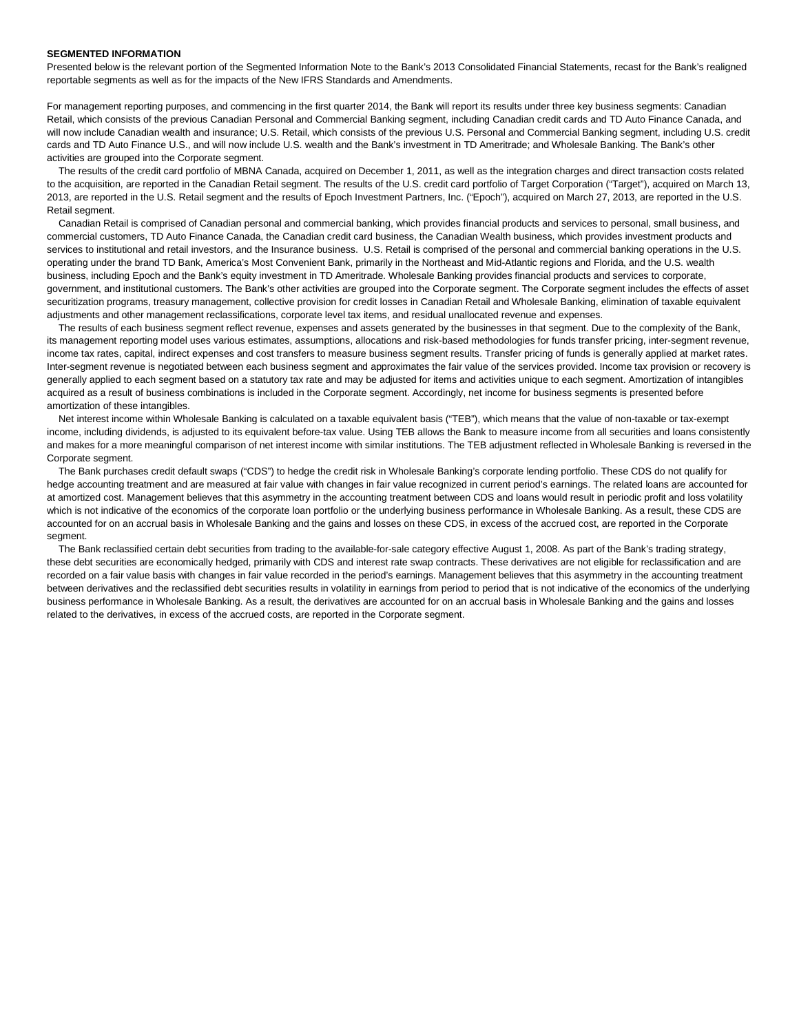**SEGMENTED INFORMATION**

Presented below is the relevant portion of the Segmented Information Note to the Bank's 2013 Consolidated Financial Statements, recast for the Bank's realigned reportable segments as well as for the impacts of the New IFRS Standards and Amendments.

For management reporting purposes, and commencing in the first quarter 2014, the Bank will report its results under three key business segments: Canadian Retail, which consists of the previous Canadian Personal and Commercial Banking segment, including Canadian credit cards and TD Auto Finance Canada, and will now include Canadian wealth and insurance; U.S. Retail, which consists of the previous U.S. Personal and Commercial Banking segment, including U.S. credit cards and TD Auto Finance U.S., and will now include U.S. wealth and the Bank's investment in TD Ameritrade; and Wholesale Banking. The Bank's other activities are grouped into the Corporate segment.

The results of the credit card portfolio of MBNA Canada, acquired on December 1, 2011, as well as the integration charges and direct transaction costs related to the acquisition, are reported in the Canadian Retail segment. The results of the U.S. credit card portfolio of Target Corporation ("Target"), acquired on March 13, 2013, are reported in the U.S. Retail segment and the results of Epoch Investment Partners, Inc. ("Epoch"), acquired on March 27, 2013, are reported in the U.S. Retail segment.

Canadian Retail is comprised of Canadian personal and commercial banking, which provides financial products and services to personal, small business, and commercial customers, TD Auto Finance Canada, the Canadian credit card business, the Canadian Wealth business, which provides investment products and services to institutional and retail investors, and the Insurance business. U.S. Retail is comprised of the personal and commercial banking operations in the U.S. operating under the brand TD Bank, America's Most Convenient Bank, primarily in the Northeast and Mid-Atlantic regions and Florida, and the U.S. wealth business, including Epoch and the Bank's equity investment in TD Ameritrade. Wholesale Banking provides financial products and services to corporate, government, and institutional customers. The Bank's other activities are grouped into the Corporate segment. The Corporate segment includes the effects of asset securitization programs, treasury management, collective provision for credit losses in Canadian Retail and Wholesale Banking, elimination of taxable equivalent adjustments and other management reclassifications, corporate level tax items, and residual unallocated revenue and expenses.

The results of each business segment reflect revenue, expenses and assets generated by the businesses in that segment. Due to the complexity of the Bank, its management reporting model uses various estimates, assumptions, allocations and risk-based methodologies for funds transfer pricing, inter-segment revenue, income tax rates, capital, indirect expenses and cost transfers to measure business segment results. Transfer pricing of funds is generally applied at market rates. Inter-segment revenue is negotiated between each business segment and approximates the fair value of the services provided. Income tax provision or recovery is generally applied to each segment based on a statutory tax rate and may be adjusted for items and activities unique to each segment. Amortization of intangibles acquired as a result of business combinations is included in the Corporate segment. Accordingly, net income for business segments is presented before amortization of these intangibles.

Net interest income within Wholesale Banking is calculated on a taxable equivalent basis ("TEB"), which means that the value of non-taxable or tax-exempt income, including dividends, is adjusted to its equivalent before-tax value. Using TEB allows the Bank to measure income from all securities and loans consistently and makes for a more meaningful comparison of net interest income with similar institutions. The TEB adjustment reflected in Wholesale Banking is reversed in the Corporate segment.

The Bank purchases credit default swaps ("CDS") to hedge the credit risk in Wholesale Banking's corporate lending portfolio. These CDS do not qualify for hedge accounting treatment and are measured at fair value with changes in fair value recognized in current period's earnings. The related loans are accounted for at amortized cost. Management believes that this asymmetry in the accounting treatment between CDS and loans would result in periodic profit and loss volatility which is not indicative of the economics of the corporate loan portfolio or the underlying business performance in Wholesale Banking. As a result, these CDS are accounted for on an accrual basis in Wholesale Banking and the gains and losses on these CDS, in excess of the accrued cost, are reported in the Corporate segment.

The Bank reclassified certain debt securities from trading to the available-for-sale category effective August 1, 2008. As part of the Bank's trading strategy, these debt securities are economically hedged, primarily with CDS and interest rate swap contracts. These derivatives are not eligible for reclassification and are recorded on a fair value basis with changes in fair value recorded in the period's earnings. Management believes that this asymmetry in the accounting treatment between derivatives and the reclassified debt securities results in volatility in earnings from period to period that is not indicative of the economics of the underlying business performance in Wholesale Banking. As a result, the derivatives are accounted for on an accrual basis in Wholesale Banking and the gains and losses related to the derivatives, in excess of the accrued costs, are reported in the Corporate segment.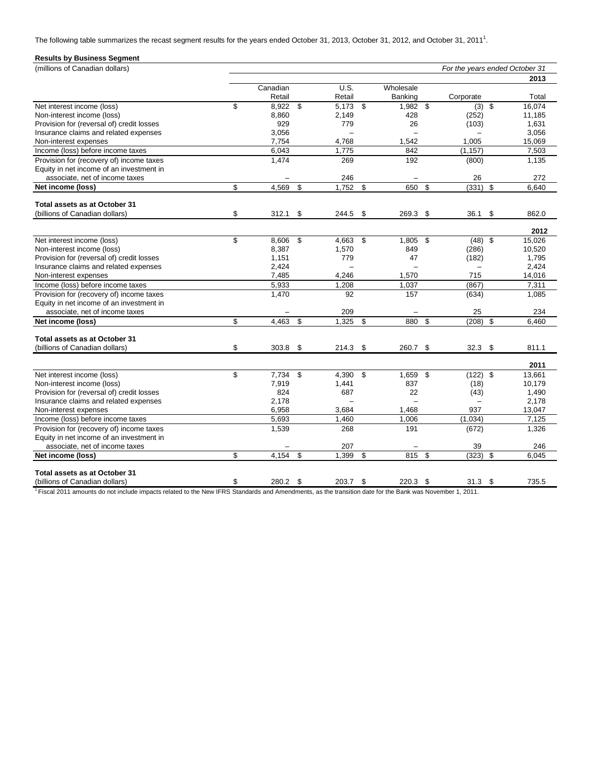The following table summarizes the recast segment results for the years ended October 31, 2013, October 31, 2012, and October 31, 2011[1].

**Results by Business Segment**

| (millions of Canadian dollars) | | | | | *For the years ended October 31* |
|---|---|---|---|---|---|
| | | | | | **2013** |
| | Canadian Retail | U.S. Retail | Wholesale Banking | Corporate | Total |
| Net interest income (loss) | $ 8,922 | $ 5,173 | $ 1,982 | $ (3) | $ 16,074 |
| Non-interest income (loss) | 8,860 | 2,149 | 428 | (252) | 11,185 |
| Provision for (reversal of) credit losses | 929 | 779 | 26 | (103) | 1,631 |
| Insurance claims and related expenses | 3,056 | – | – | – | 3,056 |
| Non-interest expenses | 7,754 | 4,768 | 1,542 | 1,005 | 15,069 |
| Income (loss) before income taxes | 6,043 | 1,775 | 842 | (1,157) | 7,503 |
| Provision for (recovery of) income taxes | 1,474 | 269 | 192 | (800) | 1,135 |
| Equity in net income of an investment in associate, net of income taxes | – | 246 | – | 26 | 272 |
| **Net income (loss)** | $ 4,569 | $ 1,752 | $ 650 | $ (331) | $ 6,640 |
| **Total assets as at October 31** | | | | | |
| (billions of Canadian dollars) | $ 312.1 | $ 244.5 | $ 269.3 | $ 36.1 | $ 862.0 |
| | | | | | **2012** |
| Net interest income (loss) | $ 8,606 | $ 4,663 | $ 1,805 | $ (48) | $ 15,026 |
| Non-interest income (loss) | 8,387 | 1,570 | 849 | (286) | 10,520 |
| Provision for (reversal of) credit losses | 1,151 | 779 | 47 | (182) | 1,795 |
| Insurance claims and related expenses | 2,424 | – | – | – | 2,424 |
| Non-interest expenses | 7,485 | 4,246 | 1,570 | 715 | 14,016 |
| Income (loss) before income taxes | 5,933 | 1,208 | 1,037 | (867) | 7,311 |
| Provision for (recovery of) income taxes | 1,470 | 92 | 157 | (634) | 1,085 |
| Equity in net income of an investment in associate, net of income taxes | – | 209 | – | 25 | 234 |
| **Net income (loss)** | $ 4,463 | $ 1,325 | $ 880 | $ (208) | $ 6,460 |
| **Total assets as at October 31** | | | | | |
| (billions of Canadian dollars) | $ 303.8 | $ 214.3 | $ 260.7 | $ 32.3 | $ 811.1 |
| | | | | | **2011** |
| Net interest income (loss) | $ 7,734 | $ 4,390 | $ 1,659 | $ (122) | $ 13,661 |
| Non-interest income (loss) | 7,919 | 1,441 | 837 | (18) | 10,179 |
| Provision for (reversal of) credit losses | 824 | 687 | 22 | (43) | 1,490 |
| Insurance claims and related expenses | 2,178 | – | – | – | 2,178 |
| Non-interest expenses | 6,958 | 3,684 | 1,468 | 937 | 13,047 |
| Income (loss) before income taxes | 5,693 | 1,460 | 1,006 | (1,034) | 7,125 |
| Provision for (recovery of) income taxes | 1,539 | 268 | 191 | (672) | 1,326 |
| Equity in net income of an investment in associate, net of income taxes | – | 207 | – | 39 | 246 |
| **Net income (loss)** | $ 4,154 | $ 1,399 | $ 815 | $ (323) | $ 6,045 |
| **Total assets as at October 31** | | | | | |
| (billions of Canadian dollars) | $ 280.2 | $ 203.7 | $ 220.3 | $ 31.3 | $ 735.5 |

[1] Fiscal 2011 amounts do not include impacts related to the New IFRS Standards and Amendments, as the transition date for the Bank was November 1, 2011.